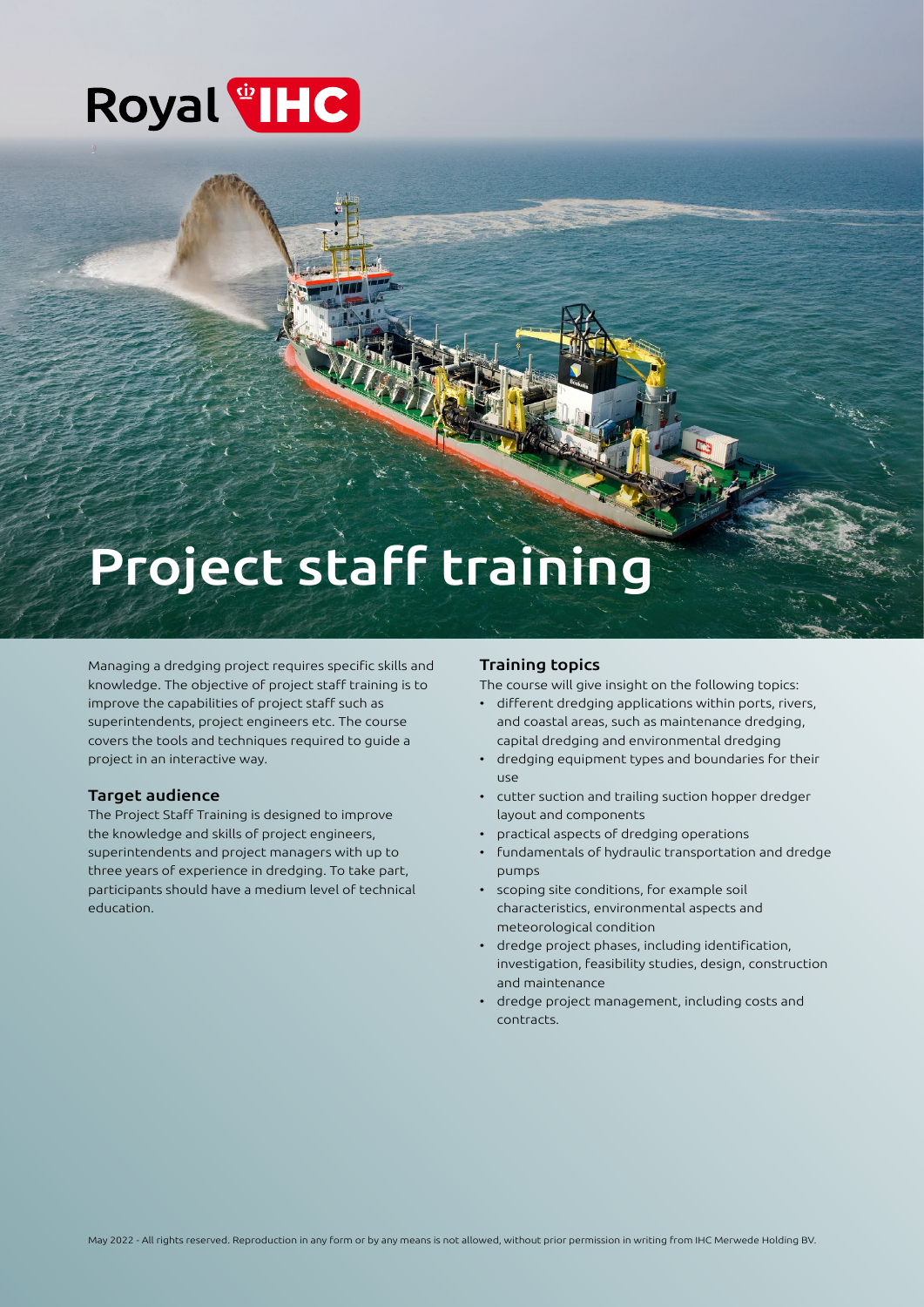Royal IHC

# Project staff training

Managing a dredging project requires specific skills and knowledge. The objective of project staff training is to improve the capabilities of project staff such as superintendents, project engineers etc. The course covers the tools and techniques required to guide a project in an interactive way.

## Target audience

The Project Staff Training is designed to improve the knowledge and skills of project engineers, superintendents and project managers with up to three years of experience in dredging. To take part, participants should have a medium level of technical education.

## Training topics

The course will give insight on the following topics:

- different dredging applications within ports, rivers, and coastal areas, such as maintenance dredging, capital dredging and environmental dredging
- dredging equipment types and boundaries for their use
- cutter suction and trailing suction hopper dredger layout and components
- practical aspects of dredging operations
- fundamentals of hydraulic transportation and dredge pumps
- scoping site conditions, for example soil characteristics, environmental aspects and meteorological condition
- dredge project phases, including identification, investigation, feasibility studies, design, construction and maintenance
- dredge project management, including costs and contracts.

May 2022 - All rights reserved. Reproduction in any form or by any means is not allowed, without prior permission in writing from IHC Merwede Holding BV.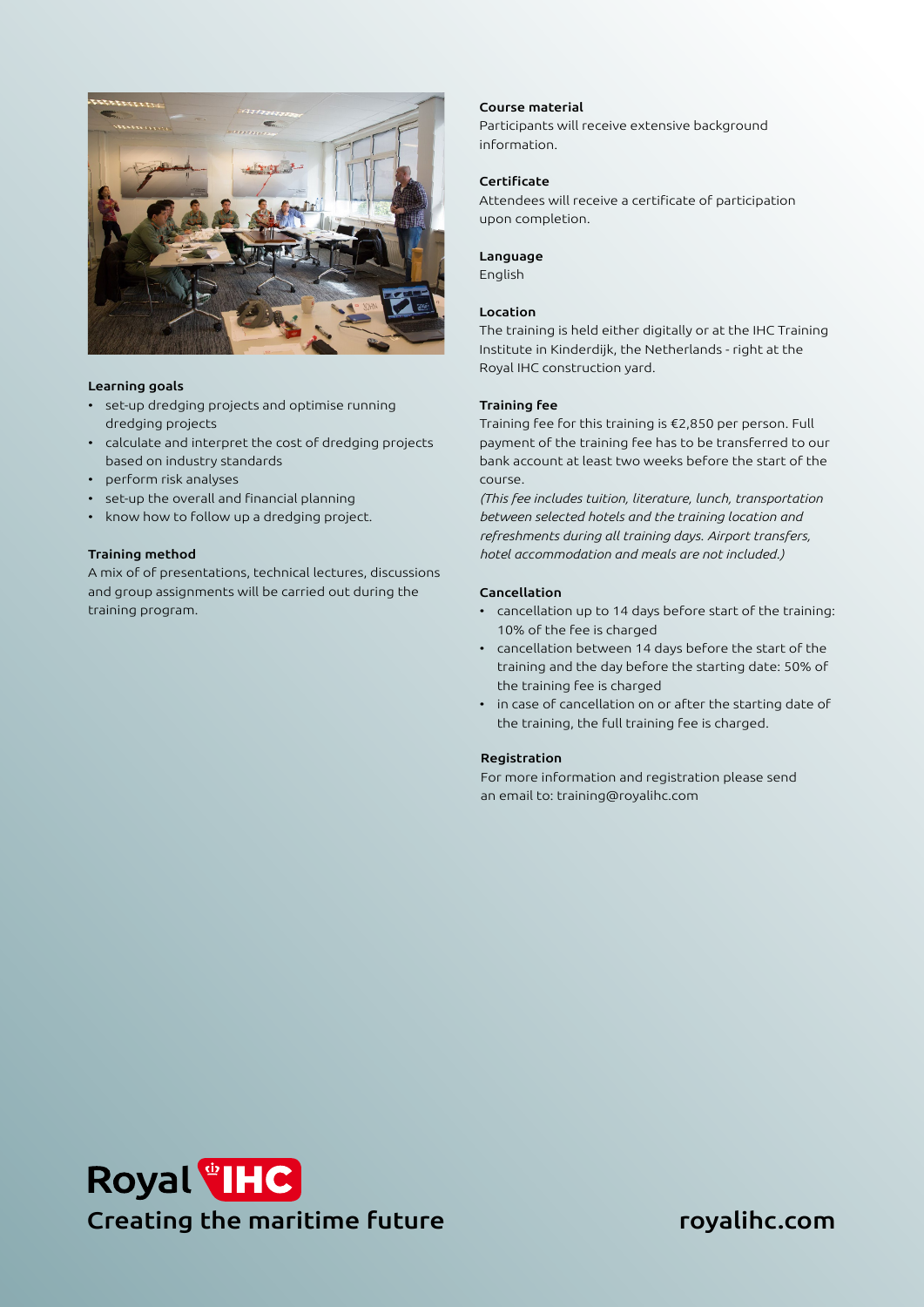### Learning goals

- set-up dredging projects and optimise running dredging projects
- calculate and interpret the cost of dredging projects based on industry standards
- perform risk analyses
- set-up the overall and financial planning
- know how to follow up a dredging project.

### Training method

A mix of of presentations, technical lectures, discussions and group assignments will be carried out during the training program.

### Course material

Participants will receive extensive background information.

### Certificate

Attendees will receive a certificate of participation upon completion.

### Language

English

### Location

The training is held either digitally or at the IHC Training Institute in Kinderdijk, the Netherlands - right at the Royal IHC construction yard.

### Training fee

Training fee for this training is €2,850 per person. Full payment of the training fee has to be transferred to our bank account at least two weeks before the start of the course.

*(This fee includes tuition, literature, lunch, transportation between selected hotels and the training location and refreshments during all training days. Airport transfers, hotel accommodation and meals are not included.)*

### Cancellation

- cancellation up to 14 days before start of the training: 10% of the fee is charged
- cancellation between 14 days before the start of the training and the day before the starting date: 50% of the training fee is charged
- in case of cancellation on or after the starting date of the training, the full training fee is charged.

### Registration

For more information and registration please send an email to: training@royalihc.com

Royal IHC
Creating the maritime future

royalihc.com